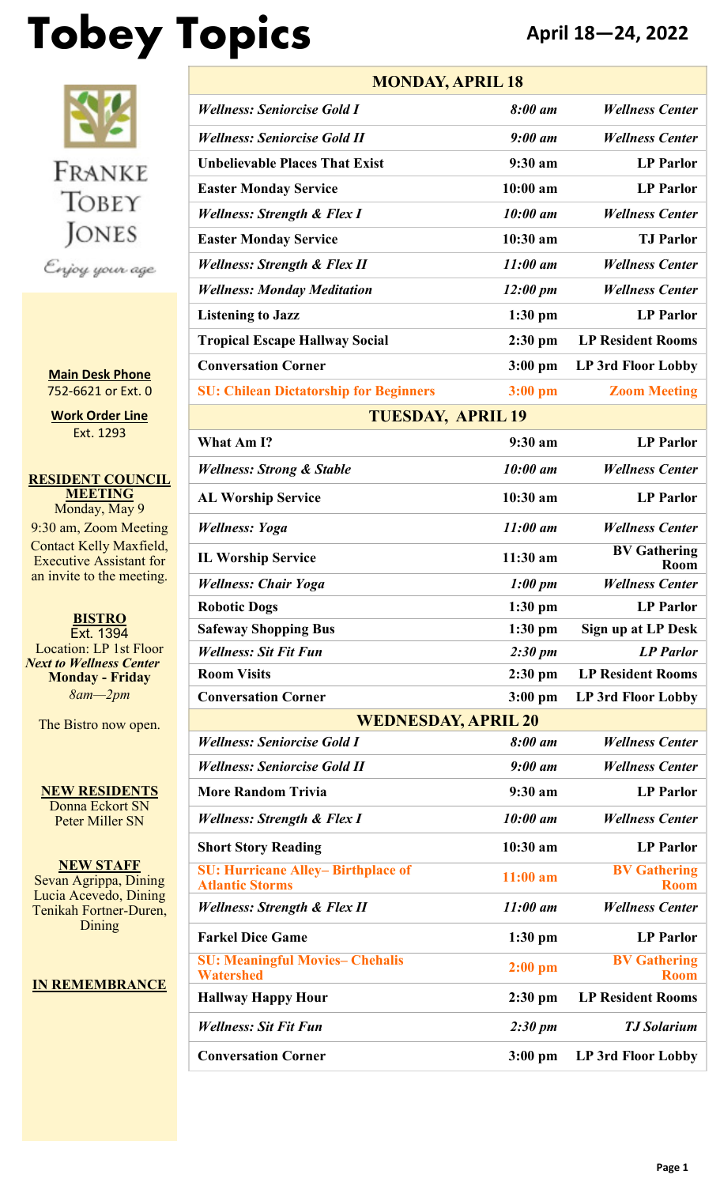# Tobey Topics

**April 18—24, 2022**

FRANKE TOBEY JONES

*Enjoy your age*

**Main Desk Phone**
752-6621 or Ext. 0

**Work Order Line**
Ext. 1293

**RESIDENT COUNCIL MEETING**
Monday, May 9
9:30 am, Zoom Meeting
Contact Kelly Maxfield, Executive Assistant for an invite to the meeting.

**BISTRO**
Ext. 1394
Location: LP 1st Floor
***Next to Wellness Center***
**Monday - Friday**
*8am—2pm*

The Bistro now open.

**NEW RESIDENTS**
Donna Eckort SN
Peter Miller SN

**NEW STAFF**
Sevan Agrippa, Dining
Lucia Acevedo, Dining
Tenikah Fortner-Duren, Dining

**IN REMEMBRANCE**

| **MONDAY, APRIL 18** | | |
|---|---|---|
| *Wellness: Seniorcise Gold I* | *8:00 am* | *Wellness Center* |
| *Wellness: Seniorcise Gold II* | *9:00 am* | *Wellness Center* |
| Unbelievable Places That Exist | 9:30 am | LP Parlor |
| Easter Monday Service | 10:00 am | LP Parlor |
| *Wellness: Strength & Flex I* | *10:00 am* | *Wellness Center* |
| Easter Monday Service | 10:30 am | TJ Parlor |
| *Wellness: Strength & Flex II* | *11:00 am* | *Wellness Center* |
| *Wellness: Monday Meditation* | *12:00 pm* | *Wellness Center* |
| Listening to Jazz | 1:30 pm | LP Parlor |
| Tropical Escape Hallway Social | 2:30 pm | LP Resident Rooms |
| Conversation Corner | 3:00 pm | LP 3rd Floor Lobby |
| SU: Chilean Dictatorship for Beginners | 3:00 pm | Zoom Meeting |
| **TUESDAY, APRIL 19** | | |
| What Am I? | 9:30 am | LP Parlor |
| *Wellness: Strong & Stable* | *10:00 am* | *Wellness Center* |
| AL Worship Service | 10:30 am | LP Parlor |
| *Wellness: Yoga* | *11:00 am* | *Wellness Center* |
| IL Worship Service | 11:30 am | BV Gathering Room |
| *Wellness: Chair Yoga* | *1:00 pm* | *Wellness Center* |
| Robotic Dogs | 1:30 pm | LP Parlor |
| Safeway Shopping Bus | 1:30 pm | Sign up at LP Desk |
| *Wellness: Sit Fit Fun* | *2:30 pm* | *LP Parlor* |
| Room Visits | 2:30 pm | LP Resident Rooms |
| Conversation Corner | 3:00 pm | LP 3rd Floor Lobby |
| **WEDNESDAY, APRIL 20** | | |
| *Wellness: Seniorcise Gold I* | *8:00 am* | *Wellness Center* |
| *Wellness: Seniorcise Gold II* | *9:00 am* | *Wellness Center* |
| More Random Trivia | 9:30 am | LP Parlor |
| *Wellness: Strength & Flex I* | *10:00 am* | *Wellness Center* |
| Short Story Reading | 10:30 am | LP Parlor |
| SU: Hurricane Alley– Birthplace of Atlantic Storms | 11:00 am | BV Gathering Room |
| *Wellness: Strength & Flex II* | *11:00 am* | *Wellness Center* |
| Farkel Dice Game | 1:30 pm | LP Parlor |
| SU: Meaningful Movies– Chehalis Watershed | 2:00 pm | BV Gathering Room |
| Hallway Happy Hour | 2:30 pm | LP Resident Rooms |
| *Wellness: Sit Fit Fun* | *2:30 pm* | *TJ Solarium* |
| Conversation Corner | 3:00 pm | LP 3rd Floor Lobby |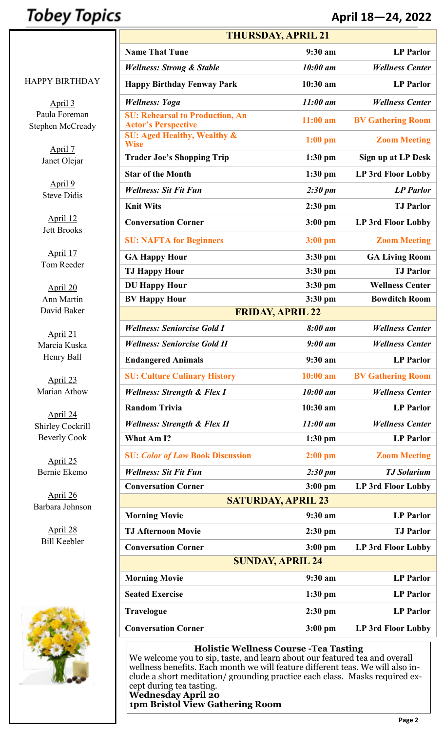# Tobey Topics

## April 18—24, 2022

HAPPY BIRTHDAY

April 3
Paula Foreman
Stephen McCready

April 7
Janet Olejar

April 9
Steve Didis

April 12
Jett Brooks

April 17
Tom Reeder

April 20
Ann Martin
David Baker

April 21
Marcia Kuska
Henry Ball

April 23
Marian Athow

April 24
Shirley Cockrill
Beverly Cook

April 25
Bernie Ekemo

April 26
Barbara Johnson

April 28
Bill Keebler

| **THURSDAY, APRIL 21** | | |
|---|---|---|
| **Name That Tune** | **9:30 am** | **LP Parlor** |
| ***Wellness: Strong & Stable*** | ***10:00 am*** | ***Wellness Center*** |
| **Happy Birthday Fenway Park** | **10:30 am** | **LP Parlor** |
| ***Wellness: Yoga*** | ***11:00 am*** | ***Wellness Center*** |
| **SU: Rehearsal to Production, An Actor's Perspective** | **11:00 am** | **BV Gathering Room** |
| **SU: Aged Healthy, Wealthy & Wise** | **1:00 pm** | **Zoom Meeting** |
| **Trader Joe's Shopping Trip** | **1:30 pm** | **Sign up at LP Desk** |
| **Star of the Month** | **1:30 pm** | **LP 3rd Floor Lobby** |
| ***Wellness: Sit Fit Fun*** | ***2:30 pm*** | ***LP Parlor*** |
| **Knit Wits** | **2:30 pm** | **TJ Parlor** |
| **Conversation Corner** | **3:00 pm** | **LP 3rd Floor Lobby** |
| **SU: NAFTA for Beginners** | **3:00 pm** | **Zoom Meeting** |
| **GA Happy Hour** | **3:30 pm** | **GA Living Room** |
| **TJ Happy Hour** | **3:30 pm** | **TJ Parlor** |
| **DU Happy Hour** | **3:30 pm** | **Wellness Center** |
| **BV Happy Hour** | **3:30 pm** | **Bowditch Room** |
| **FRIDAY, APRIL 22** | | |
| ***Wellness: Seniorcise Gold I*** | ***8:00 am*** | ***Wellness Center*** |
| ***Wellness: Seniorcise Gold II*** | ***9:00 am*** | ***Wellness Center*** |
| **Endangered Animals** | **9:30 am** | **LP Parlor** |
| **SU: Culture Culinary History** | **10:00 am** | **BV Gathering Room** |
| ***Wellness: Strength & Flex I*** | ***10:00 am*** | ***Wellness Center*** |
| **Random Trivia** | **10:30 am** | **LP Parlor** |
| ***Wellness: Strength & Flex II*** | ***11:00 am*** | ***Wellness Center*** |
| **What Am I?** | **1:30 pm** | **LP Parlor** |
| **SU: *Color of Law* Book Discussion** | **2:00 pm** | **Zoom Meeting** |
| ***Wellness: Sit Fit Fun*** | ***2:30 pm*** | ***TJ Solarium*** |
| **Conversation Corner** | **3:00 pm** | **LP 3rd Floor Lobby** |
| **SATURDAY, APRIL 23** | | |
| **Morning Movie** | **9:30 am** | **LP Parlor** |
| **TJ Afternoon Movie** | **2:30 pm** | **TJ Parlor** |
| **Conversation Corner** | **3:00 pm** | **LP 3rd Floor Lobby** |
| **SUNDAY, APRIL 24** | | |
| **Morning Movie** | **9:30 am** | **LP Parlor** |
| **Seated Exercise** | **1:30 pm** | **LP Parlor** |
| **Travelogue** | **2:30 pm** | **LP Parlor** |
| **Conversation Corner** | **3:00 pm** | **LP 3rd Floor Lobby** |

**Holistic Wellness Course -Tea Tasting**

We welcome you to sip, taste, and learn about our featured tea and overall wellness benefits. Each month we will feature different teas. We will also include a short meditation/ grounding practice each class. Masks required except during tea tasting.

**Wednesday April 20**
**1pm Bristol View Gathering Room**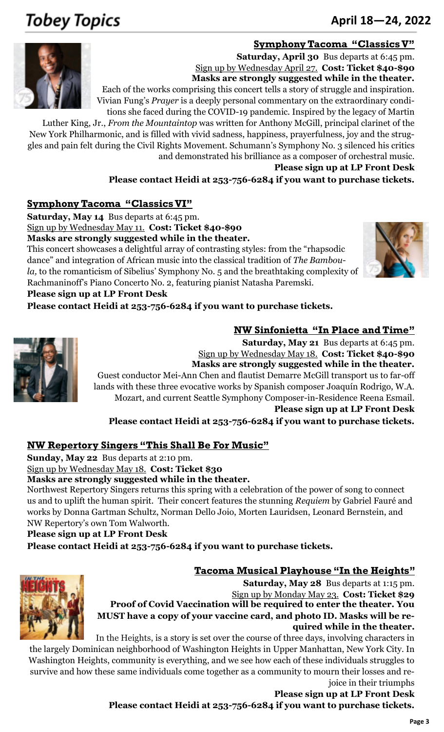## Symphony Tacoma "Classics V"

**Saturday, April 30** Bus departs at 6:45 pm.
Sign up by Wednesday April 27. **Cost: Ticket $40-$90**
**Masks are strongly suggested while in the theater.**

Each of the works comprising this concert tells a story of struggle and inspiration. Vivian Fung's *Prayer* is a deeply personal commentary on the extraordinary conditions she faced during the COVID-19 pandemic. Inspired by the legacy of Martin Luther King, Jr., *From the Mountaintop* was written for Anthony McGill, principal clarinet of the New York Philharmonic, and is filled with vivid sadness, happiness, prayerfulness, joy and the struggles and pain felt during the Civil Rights Movement. Schumann's Symphony No. 3 silenced his critics and demonstrated his brilliance as a composer of orchestral music.

**Please sign up at LP Front Desk**
**Please contact Heidi at 253-756-6284 if you want to purchase tickets.**

## Symphony Tacoma "Classics VI"

**Saturday, May 14** Bus departs at 6:45 pm.
Sign up by Wednesday May 11. **Cost: Ticket $40-$90**
**Masks are strongly suggested while in the theater.**

This concert showcases a delightful array of contrasting styles: from the "rhapsodic dance" and integration of African music into the classical tradition of *The Bamboula,* to the romanticism of Sibelius' Symphony No. 5 and the breathtaking complexity of Rachmaninoff's Piano Concerto No. 2, featuring pianist Natasha Paremski.

**Please sign up at LP Front Desk**
**Please contact Heidi at 253-756-6284 if you want to purchase tickets.**

## NW Sinfonietta "In Place and Time"

**Saturday, May 21** Bus departs at 6:45 pm.
Sign up by Wednesday May 18. **Cost: Ticket $40-$90**
**Masks are strongly suggested while in the theater.**

Guest conductor Mei-Ann Chen and flautist Demarre McGill transport us to far-off lands with these three evocative works by Spanish composer Joaquín Rodrigo, W.A. Mozart, and current Seattle Symphony Composer-in-Residence Reena Esmail.

**Please sign up at LP Front Desk**
**Please contact Heidi at 253-756-6284 if you want to purchase tickets.**

## NW Repertory Singers "This Shall Be For Music"

**Sunday, May 22** Bus departs at 2:10 pm.
Sign up by Wednesday May 18. **Cost: Ticket $30**
**Masks are strongly suggested while in the theater.**

Northwest Repertory Singers returns this spring with a celebration of the power of song to connect us and to uplift the human spirit. Their concert features the stunning *Requiem* by Gabriel Fauré and works by Donna Gartman Schultz, Norman Dello Joio, Morten Lauridsen, Leonard Bernstein, and NW Repertory's own Tom Walworth.

**Please sign up at LP Front Desk**
**Please contact Heidi at 253-756-6284 if you want to purchase tickets.**

## Tacoma Musical Playhouse "In the Heights"

**Saturday, May 28** Bus departs at 1:15 pm.
Sign up by Monday May 23. **Cost: Ticket $29**
**Proof of Covid Vaccination will be required to enter the theater. You MUST have a copy of your vaccine card, and photo ID. Masks will be required while in the theater.**

In the Heights, is a story is set over the course of three days, involving characters in the largely Dominican neighborhood of Washington Heights in Upper Manhattan, New York City. In Washington Heights, community is everything, and we see how each of these individuals struggles to survive and how these same individuals come together as a community to mourn their losses and rejoice in their triumphs

**Please sign up at LP Front Desk**
**Please contact Heidi at 253-756-6284 if you want to purchase tickets.**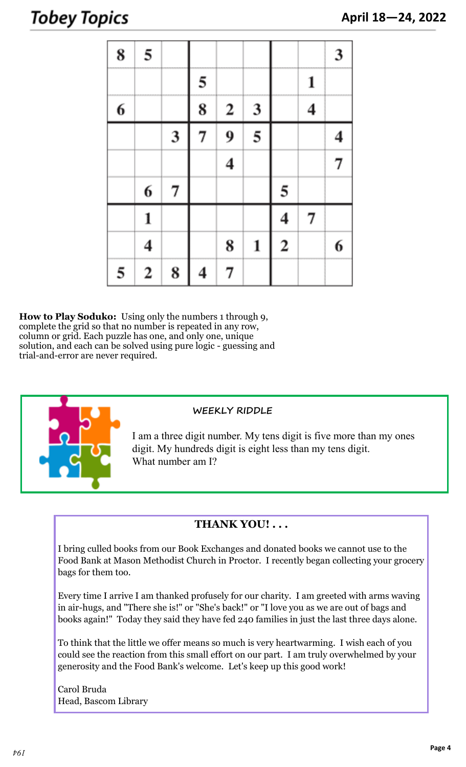|   |   |   |   |   |   |   |   |   |
|---|---|---|---|---|---|---|---|---|
| 8 | 5 |   |   |   |   |   |   | 3 |
|   |   |   | 5 |   |   |   | 1 |   |
| 6 |   |   | 8 | 2 | 3 |   | 4 |   |
|   |   | 3 | 7 | 9 | 5 |   |   | 4 |
|   |   |   |   | 4 |   |   |   | 7 |
|   | 6 | 7 |   |   |   | 5 |   |   |
|   | 1 |   |   |   |   | 4 | 7 |   |
|   | 4 |   |   | 8 | 1 | 2 |   | 6 |
| 5 | 2 | 8 | 4 | 7 |   |   |   |   |

**How to Play Soduko:** Using only the numbers 1 through 9, complete the grid so that no number is repeated in any row, column or grid. Each puzzle has one, and only one, unique solution, and each can be solved using pure logic - guessing and trial-and-error are never required.

### WEEKLY RIDDLE

I am a three digit number. My tens digit is five more than my ones digit. My hundreds digit is eight less than my tens digit. What number am I?

### THANK YOU! . . .

I bring culled books from our Book Exchanges and donated books we cannot use to the Food Bank at Mason Methodist Church in Proctor. I recently began collecting your grocery bags for them too.

Every time I arrive I am thanked profusely for our charity. I am greeted with arms waving in air-hugs, and "There she is!" or "She's back!" or "I love you as we are out of bags and books again!" Today they said they have fed 240 families in just the last three days alone.

To think that the little we offer means so much is very heartwarming. I wish each of you could see the reaction from this small effort on our part. I am truly overwhelmed by your generosity and the Food Bank's welcome. Let's keep up this good work!

Carol Bruda
Head, Bascom Library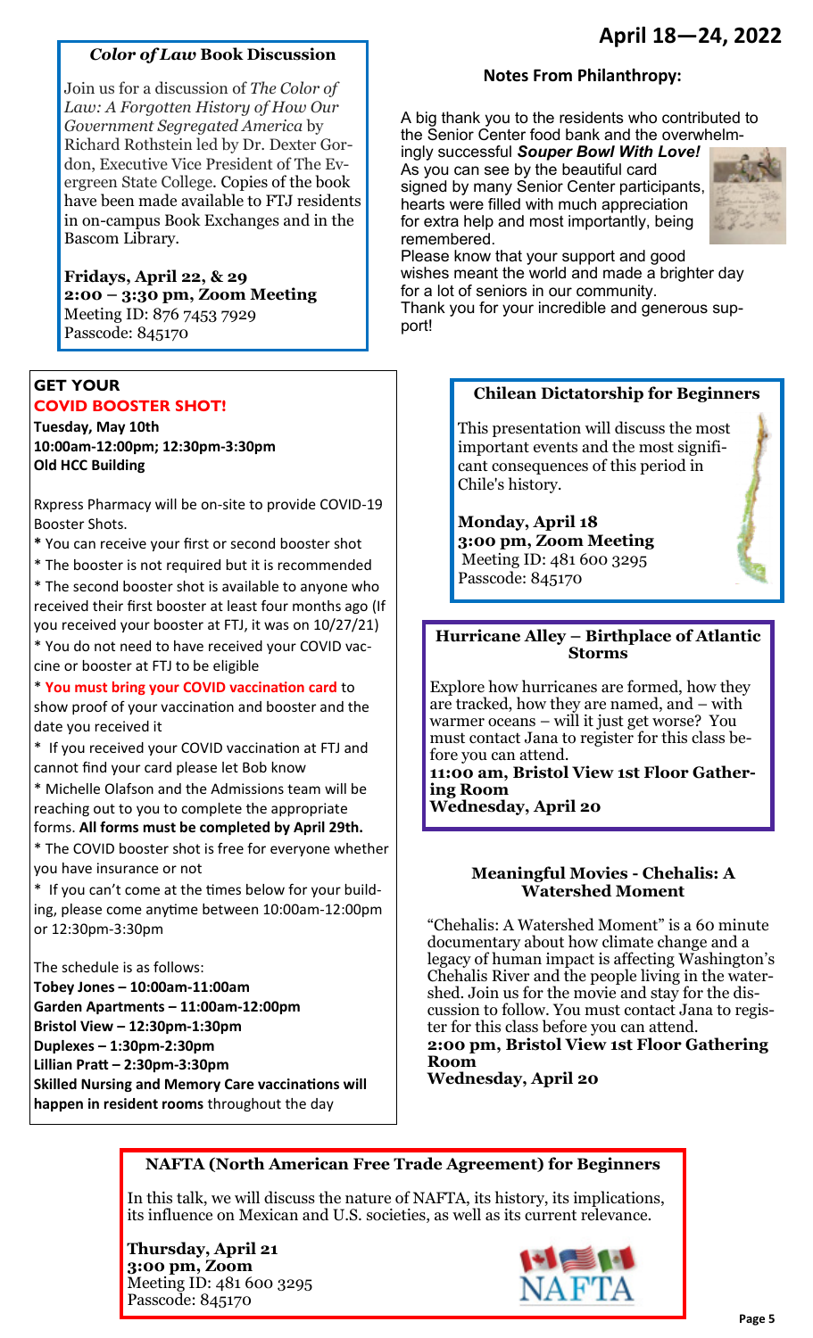## April 18—24, 2022

### *Color of Law* Book Discussion

Join us for a discussion of *The Color of Law: A Forgotten History of How Our Government Segregated America* by Richard Rothstein led by Dr. Dexter Gordon, Executive Vice President of The Evergreen State College. Copies of the book have been made available to FTJ residents in on-campus Book Exchanges and in the Bascom Library.

**Fridays, April 22, & 29**
**2:00 – 3:30 pm, Zoom Meeting**
Meeting ID: 876 7453 7929
Passcode: 845170

### Notes From Philanthropy:

A big thank you to the residents who contributed to the Senior Center food bank and the overwhelmingly successful ***Souper Bowl With Love!*** As you can see by the beautiful card signed by many Senior Center participants, hearts were filled with much appreciation for extra help and most importantly, being remembered.

Please know that your support and good wishes meant the world and made a brighter day for a lot of seniors in our community.

Thank you for your incredible and generous support!

### GET YOUR COVID BOOSTER SHOT!

**Tuesday, May 10th**
**10:00am-12:00pm; 12:30pm-3:30pm**
**Old HCC Building**

Rxpress Pharmacy will be on-site to provide COVID-19 Booster Shots.

* You can receive your first or second booster shot
* The booster is not required but it is recommended
* The second booster shot is available to anyone who received their first booster at least four months ago (If you received your booster at FTJ, it was on 10/27/21)
* You do not need to have received your COVID vaccine or booster at FTJ to be eligible
* **You must bring your COVID vaccination card** to show proof of your vaccination and booster and the date you received it
* If you received your COVID vaccination at FTJ and cannot find your card please let Bob know
* Michelle Olafson and the Admissions team will be reaching out to you to complete the appropriate forms. **All forms must be completed by April 29th.**
* The COVID booster shot is free for everyone whether you have insurance or not
* If you can't come at the times below for your building, please come anytime between 10:00am-12:00pm or 12:30pm-3:30pm

The schedule is as follows:

**Tobey Jones – 10:00am-11:00am**
**Garden Apartments – 11:00am-12:00pm**
**Bristol View – 12:30pm-1:30pm**
**Duplexes – 1:30pm-2:30pm**
**Lillian Pratt – 2:30pm-3:30pm**
**Skilled Nursing and Memory Care vaccinations will happen in resident rooms** throughout the day

### Chilean Dictatorship for Beginners

This presentation will discuss the most important events and the most significant consequences of this period in Chile's history.

**Monday, April 18**
**3:00 pm, Zoom Meeting**
Meeting ID: 481 600 3295
Passcode: 845170

### Hurricane Alley – Birthplace of Atlantic Storms

Explore how hurricanes are formed, how they are tracked, how they are named, and – with warmer oceans – will it just get worse? You must contact Jana to register for this class before you can attend.

**11:00 am, Bristol View 1st Floor Gathering Room**
**Wednesday, April 20**

### Meaningful Movies - Chehalis: A Watershed Moment

"Chehalis: A Watershed Moment" is a 60 minute documentary about how climate change and a legacy of human impact is affecting Washington's Chehalis River and the people living in the watershed. Join us for the movie and stay for the discussion to follow. You must contact Jana to register for this class before you can attend.

**2:00 pm, Bristol View 1st Floor Gathering Room**
**Wednesday, April 20**

### NAFTA (North American Free Trade Agreement) for Beginners

In this talk, we will discuss the nature of NAFTA, its history, its implications, its influence on Mexican and U.S. societies, as well as its current relevance.

**Thursday, April 21**
**3:00 pm, Zoom**
Meeting ID: 481 600 3295
Passcode: 845170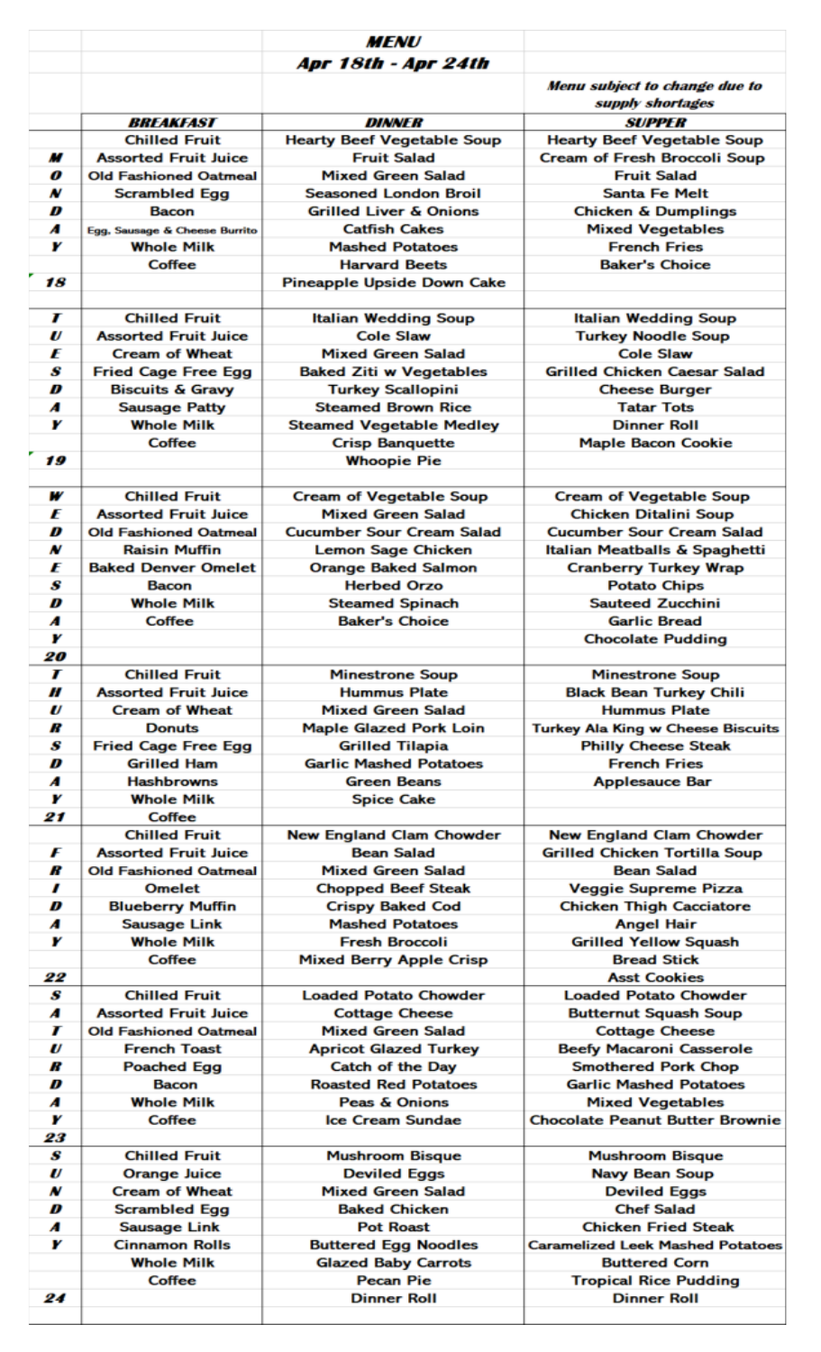# MENU

## Apr 18th - Apr 24th

*Menu subject to change due to supply shortages*

| | BREAKFAST | DINNER | SUPPER |
|---|---|---|---|
| M | Chilled Fruit | Hearty Beef Vegetable Soup | Hearty Beef Vegetable Soup |
| O | Assorted Fruit Juice | Fruit Salad | Cream of Fresh Broccoli Soup |
| N | Old Fashioned Oatmeal | Mixed Green Salad | Fruit Salad |
| D | Scrambled Egg | Seasoned London Broil | Santa Fe Melt |
| A | Bacon | Grilled Liver & Onions | Chicken & Dumplings |
| Y | Egg, Sausage & Cheese Burrito | Catfish Cakes | Mixed Vegetables |
| | Whole Milk | Mashed Potatoes | French Fries |
| | Coffee | Harvard Beets | Baker's Choice |
| 18 | | Pineapple Upside Down Cake | |
| T | Chilled Fruit | Italian Wedding Soup | Italian Wedding Soup |
| U | Assorted Fruit Juice | Cole Slaw | Turkey Noodle Soup |
| E | Cream of Wheat | Mixed Green Salad | Cole Slaw |
| S | Fried Cage Free Egg | Baked Ziti w Vegetables | Grilled Chicken Caesar Salad |
| D | Biscuits & Gravy | Turkey Scallopini | Cheese Burger |
| A | Sausage Patty | Steamed Brown Rice | Tatar Tots |
| Y | Whole Milk | Steamed Vegetable Medley | Dinner Roll |
| | Coffee | Crisp Banquette | Maple Bacon Cookie |
| 19 | | Whoopie Pie | |
| W | Chilled Fruit | Cream of Vegetable Soup | Cream of Vegetable Soup |
| E | Assorted Fruit Juice | Mixed Green Salad | Chicken Ditalini Soup |
| D | Old Fashioned Oatmeal | Cucumber Sour Cream Salad | Cucumber Sour Cream Salad |
| N | Raisin Muffin | Lemon Sage Chicken | Italian Meatballs & Spaghetti |
| E | Baked Denver Omelet | Orange Baked Salmon | Cranberry Turkey Wrap |
| S | Bacon | Herbed Orzo | Potato Chips |
| D | Whole Milk | Steamed Spinach | Sauteed Zucchini |
| A | Coffee | Baker's Choice | Garlic Bread |
| Y | | | Chocolate Pudding |
| 20 | | | |
| T | Chilled Fruit | Minestrone Soup | Minestrone Soup |
| H | Assorted Fruit Juice | Hummus Plate | Black Bean Turkey Chili |
| U | Cream of Wheat | Mixed Green Salad | Hummus Plate |
| R | Donuts | Maple Glazed Pork Loin | Turkey Ala King w Cheese Biscuits |
| S | Fried Cage Free Egg | Grilled Tilapia | Philly Cheese Steak |
| D | Grilled Ham | Garlic Mashed Potatoes | French Fries |
| A | Hashbrowns | Green Beans | Applesauce Bar |
| Y | Whole Milk | Spice Cake | |
| 21 | Coffee | | |
| | Chilled Fruit | New England Clam Chowder | New England Clam Chowder |
| F | Assorted Fruit Juice | Bean Salad | Grilled Chicken Tortilla Soup |
| R | Old Fashioned Oatmeal | Mixed Green Salad | Bean Salad |
| I | Omelet | Chopped Beef Steak | Veggie Supreme Pizza |
| D | Blueberry Muffin | Crispy Baked Cod | Chicken Thigh Cacciatore |
| A | Sausage Link | Mashed Potatoes | Angel Hair |
| Y | Whole Milk | Fresh Broccoli | Grilled Yellow Squash |
| | Coffee | Mixed Berry Apple Crisp | Bread Stick |
| 22 | | | Asst Cookies |
| S | Chilled Fruit | Loaded Potato Chowder | Loaded Potato Chowder |
| A | Assorted Fruit Juice | Cottage Cheese | Butternut Squash Soup |
| T | Old Fashioned Oatmeal | Mixed Green Salad | Cottage Cheese |
| U | French Toast | Apricot Glazed Turkey | Beefy Macaroni Casserole |
| R | Poached Egg | Catch of the Day | Smothered Pork Chop |
| D | Bacon | Roasted Red Potatoes | Garlic Mashed Potatoes |
| A | Whole Milk | Peas & Onions | Mixed Vegetables |
| Y | Coffee | Ice Cream Sundae | Chocolate Peanut Butter Brownie |
| 23 | | | |
| S | Chilled Fruit | Mushroom Bisque | Mushroom Bisque |
| U | Orange Juice | Deviled Eggs | Navy Bean Soup |
| N | Cream of Wheat | Mixed Green Salad | Deviled Eggs |
| D | Scrambled Egg | Baked Chicken | Chef Salad |
| A | Sausage Link | Pot Roast | Chicken Fried Steak |
| Y | Cinnamon Rolls | Buttered Egg Noodles | Caramelized Leek Mashed Potatoes |
| | Whole Milk | Glazed Baby Carrots | Buttered Corn |
| | Coffee | Pecan Pie | Tropical Rice Pudding |
| 24 | | Dinner Roll | Dinner Roll |